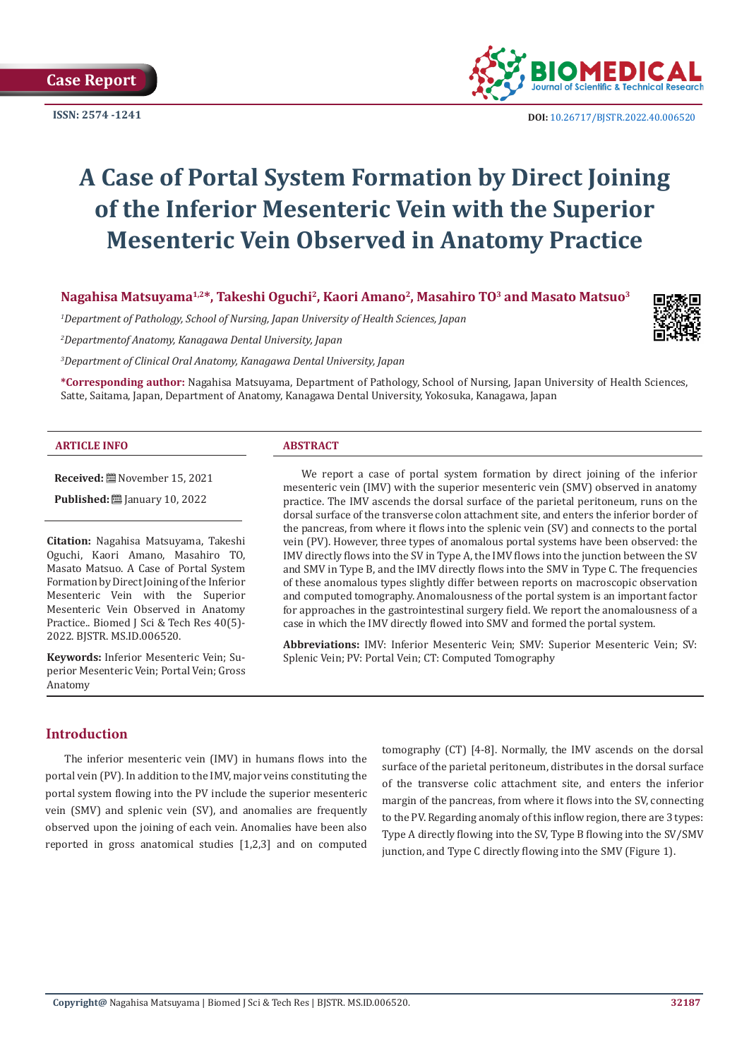Case Report

ISSN: 2574 -1241

DOI: 10.26717/BJSTR.2022.40.006520

# A Case of Portal System Formation by Direct Joining of the Inferior Mesenteric Vein with the Superior Mesenteric Vein Observed in Anatomy Practice

**Nagahisa Matsuyama[1,2]*, Takeshi Oguchi[2], Kaori Amano[2], Masahiro TO[3] and Masato Matsuo[3]**

*[1]Department of Pathology, School of Nursing, Japan University of Health Sciences, Japan*

*[2]Departmentof Anatomy, Kanagawa Dental University, Japan*

*[3]Department of Clinical Oral Anatomy, Kanagawa Dental University, Japan*

**\*Corresponding author:** Nagahisa Matsuyama, Department of Pathology, School of Nursing, Japan University of Health Sciences, Satte, Saitama, Japan, Department of Anatomy, Kanagawa Dental University, Yokosuka, Kanagawa, Japan

## ARTICLE INFO

**Received:** November 15, 2021

**Published:** January 10, 2022

**Citation:** Nagahisa Matsuyama, Takeshi Oguchi, Kaori Amano, Masahiro TO, Masato Matsuo. A Case of Portal System Formation by Direct Joining of the Inferior Mesenteric Vein with the Superior Mesenteric Vein Observed in Anatomy Practice.. Biomed J Sci & Tech Res 40(5)-2022. BJSTR. MS.ID.006520.

**Keywords:** Inferior Mesenteric Vein; Superior Mesenteric Vein; Portal Vein; Gross Anatomy

## ABSTRACT

We report a case of portal system formation by direct joining of the inferior mesenteric vein (IMV) with the superior mesenteric vein (SMV) observed in anatomy practice. The IMV ascends the dorsal surface of the parietal peritoneum, runs on the dorsal surface of the transverse colon attachment site, and enters the inferior border of the pancreas, from where it flows into the splenic vein (SV) and connects to the portal vein (PV). However, three types of anomalous portal systems have been observed: the IMV directly flows into the SV in Type A, the IMV flows into the junction between the SV and SMV in Type B, and the IMV directly flows into the SMV in Type C. The frequencies of these anomalous types slightly differ between reports on macroscopic observation and computed tomography. Anomalousness of the portal system is an important factor for approaches in the gastrointestinal surgery field. We report the anomalousness of a case in which the IMV directly flowed into SMV and formed the portal system.

**Abbreviations:** IMV: Inferior Mesenteric Vein; SMV: Superior Mesenteric Vein; SV: Splenic Vein; PV: Portal Vein; CT: Computed Tomography

## Introduction

The inferior mesenteric vein (IMV) in humans flows into the portal vein (PV). In addition to the IMV, major veins constituting the portal system flowing into the PV include the superior mesenteric vein (SMV) and splenic vein (SV), and anomalies are frequently observed upon the joining of each vein. Anomalies have been also reported in gross anatomical studies [1,2,3] and on computed tomography (CT) [4-8]. Normally, the IMV ascends on the dorsal surface of the parietal peritoneum, distributes in the dorsal surface of the transverse colic attachment site, and enters the inferior margin of the pancreas, from where it flows into the SV, connecting to the PV. Regarding anomaly of this inflow region, there are 3 types: Type A directly flowing into the SV, Type B flowing into the SV/SMV junction, and Type C directly flowing into the SMV (Figure 1).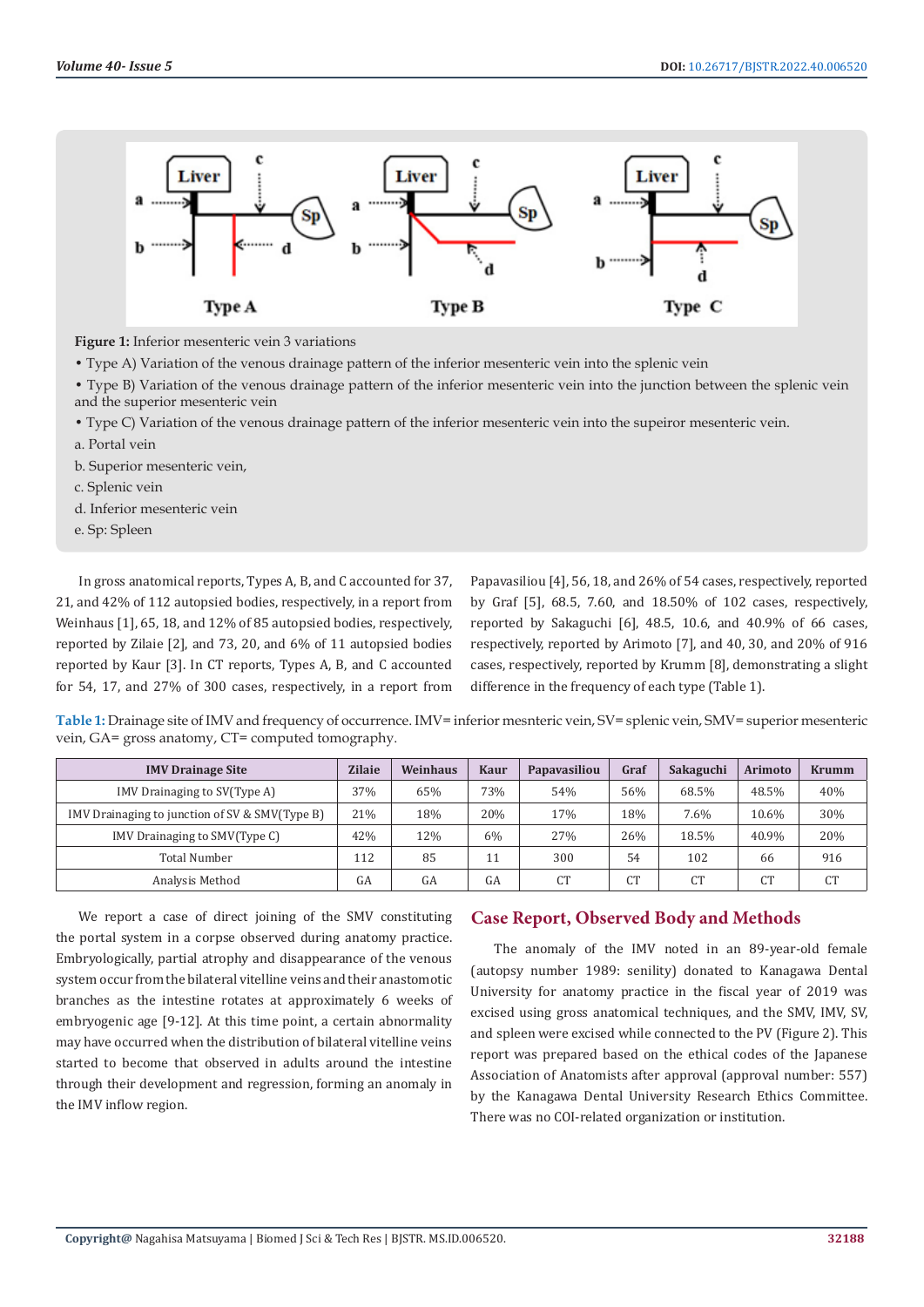**Figure 1:** Inferior mesenteric vein 3 variations

- Type A) Variation of the venous drainage pattern of the inferior mesenteric vein into the splenic vein
- Type B) Variation of the venous drainage pattern of the inferior mesenteric vein into the junction between the splenic vein and the superior mesenteric vein
- Type C) Variation of the venous drainage pattern of the inferior mesenteric vein into the supeiror mesenteric vein.

a. Portal vein

b. Superior mesenteric vein,

c. Splenic vein

d. Inferior mesenteric vein

e. Sp: Spleen

In gross anatomical reports, Types A, B, and C accounted for 37, 21, and 42% of 112 autopsied bodies, respectively, in a report from Weinhaus [1], 65, 18, and 12% of 85 autopsied bodies, respectively, reported by Zilaie [2], and 73, 20, and 6% of 11 autopsied bodies reported by Kaur [3]. In CT reports, Types A, B, and C accounted for 54, 17, and 27% of 300 cases, respectively, in a report from Papavasiliou [4], 56, 18, and 26% of 54 cases, respectively, reported by Graf [5], 68.5, 7.60, and 18.50% of 102 cases, respectively, reported by Sakaguchi [6], 48.5, 10.6, and 40.9% of 66 cases, respectively, reported by Arimoto [7], and 40, 30, and 20% of 916 cases, respectively, reported by Krumm [8], demonstrating a slight difference in the frequency of each type (Table 1).

**Table 1:** Drainage site of IMV and frequency of occurrence. IMV= inferior mesnteric vein, SV= splenic vein, SMV= superior mesenteric vein, GA= gross anatomy, CT= computed tomography.

| IMV Drainage Site | Zilaie | Weinhaus | Kaur | Papavasiliou | Graf | Sakaguchi | Arimoto | Krumm |
|---|---|---|---|---|---|---|---|---|
| IMV Drainaging to SV(Type A) | 37% | 65% | 73% | 54% | 56% | 68.5% | 48.5% | 40% |
| IMV Drainaging to junction of SV & SMV(Type B) | 21% | 18% | 20% | 17% | 18% | 7.6% | 10.6% | 30% |
| IMV Drainaging to SMV(Type C) | 42% | 12% | 6% | 27% | 26% | 18.5% | 40.9% | 20% |
| Total Number | 112 | 85 | 11 | 300 | 54 | 102 | 66 | 916 |
| Analysis Method | GA | GA | GA | CT | CT | CT | CT | CT |

We report a case of direct joining of the SMV constituting the portal system in a corpse observed during anatomy practice. Embryologically, partial atrophy and disappearance of the venous system occur from the bilateral vitelline veins and their anastomotic branches as the intestine rotates at approximately 6 weeks of embryogenic age [9-12]. At this time point, a certain abnormality may have occurred when the distribution of bilateral vitelline veins started to become that observed in adults around the intestine through their development and regression, forming an anomaly in the IMV inflow region.

## Case Report, Observed Body and Methods

The anomaly of the IMV noted in an 89-year-old female (autopsy number 1989: senility) donated to Kanagawa Dental University for anatomy practice in the fiscal year of 2019 was excised using gross anatomical techniques, and the SMV, IMV, SV, and spleen were excised while connected to the PV (Figure 2). This report was prepared based on the ethical codes of the Japanese Association of Anatomists after approval (approval number: 557) by the Kanagawa Dental University Research Ethics Committee. There was no COI-related organization or institution.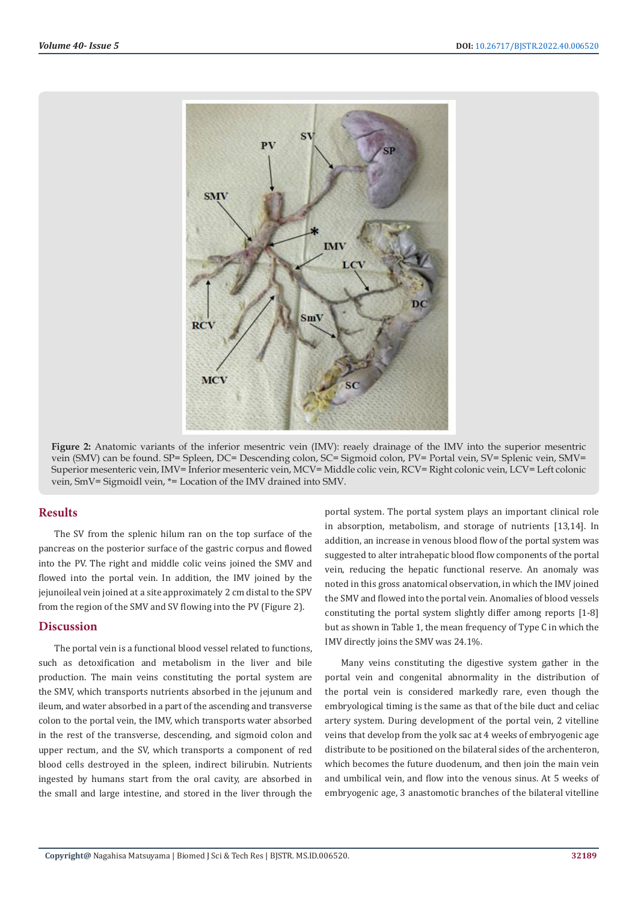**Figure 2:** Anatomic variants of the inferior mesentric vein (IMV): reaely drainage of the IMV into the superior mesentric vein (SMV) can be found. SP= Spleen, DC= Descending colon, SC= Sigmoid colon, PV= Portal vein, SV= Splenic vein, SMV= Superior mesenteric vein, IMV= Inferior mesenteric vein, MCV= Middle colic vein, RCV= Right colonic vein, LCV= Left colonic vein, SmV= Sigmoidl vein, *= Location of the IMV drained into SMV.

## Results

The SV from the splenic hilum ran on the top surface of the pancreas on the posterior surface of the gastric corpus and flowed into the PV. The right and middle colic veins joined the SMV and flowed into the portal vein. In addition, the IMV joined by the jejunoileal vein joined at a site approximately 2 cm distal to the SPV from the region of the SMV and SV flowing into the PV (Figure 2).

## Discussion

The portal vein is a functional blood vessel related to functions, such as detoxification and metabolism in the liver and bile production. The main veins constituting the portal system are the SMV, which transports nutrients absorbed in the jejunum and ileum, and water absorbed in a part of the ascending and transverse colon to the portal vein, the IMV, which transports water absorbed in the rest of the transverse, descending, and sigmoid colon and upper rectum, and the SV, which transports a component of red blood cells destroyed in the spleen, indirect bilirubin. Nutrients ingested by humans start from the oral cavity, are absorbed in the small and large intestine, and stored in the liver through the portal system. The portal system plays an important clinical role in absorption, metabolism, and storage of nutrients [13,14]. In addition, an increase in venous blood flow of the portal system was suggested to alter intrahepatic blood flow components of the portal vein, reducing the hepatic functional reserve. An anomaly was noted in this gross anatomical observation, in which the IMV joined the SMV and flowed into the portal vein. Anomalies of blood vessels constituting the portal system slightly differ among reports [1-8] but as shown in Table 1, the mean frequency of Type C in which the IMV directly joins the SMV was 24.1%.

Many veins constituting the digestive system gather in the portal vein and congenital abnormality in the distribution of the portal vein is considered markedly rare, even though the embryological timing is the same as that of the bile duct and celiac artery system. During development of the portal vein, 2 vitelline veins that develop from the yolk sac at 4 weeks of embryogenic age distribute to be positioned on the bilateral sides of the archenteron, which becomes the future duodenum, and then join the main vein and umbilical vein, and flow into the venous sinus. At 5 weeks of embryogenic age, 3 anastomotic branches of the bilateral vitelline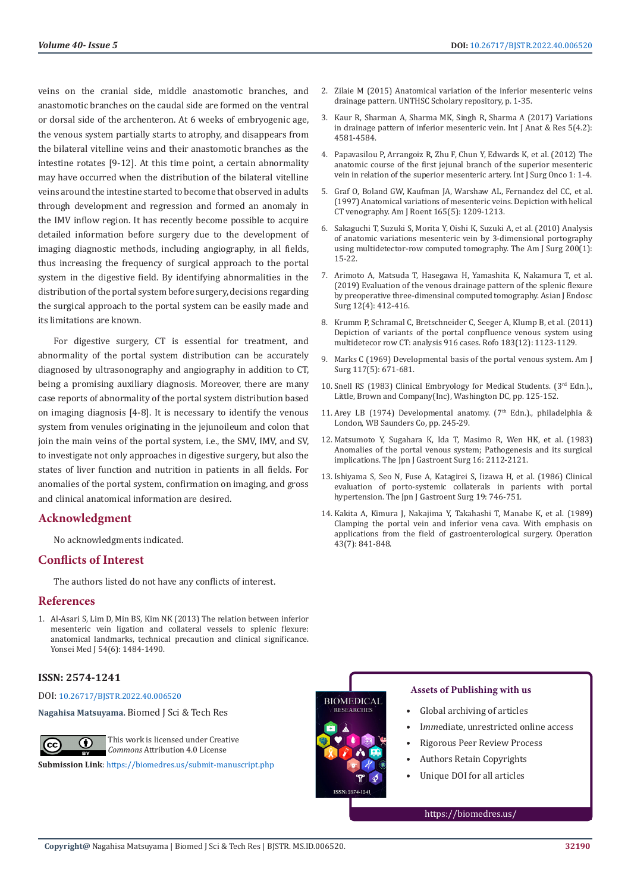veins on the cranial side, middle anastomotic branches, and anastomotic branches on the caudal side are formed on the ventral or dorsal side of the archenteron. At 6 weeks of embryogenic age, the venous system partially starts to atrophy, and disappears from the bilateral vitelline veins and their anastomotic branches as the intestine rotates [9-12]. At this time point, a certain abnormality may have occurred when the distribution of the bilateral vitelline veins around the intestine started to become that observed in adults through development and regression and formed an anomaly in the IMV inflow region. It has recently become possible to acquire detailed information before surgery due to the development of imaging diagnostic methods, including angiography, in all fields, thus increasing the frequency of surgical approach to the portal system in the digestive field. By identifying abnormalities in the distribution of the portal system before surgery, decisions regarding the surgical approach to the portal system can be easily made and its limitations are known.

For digestive surgery, CT is essential for treatment, and abnormality of the portal system distribution can be accurately diagnosed by ultrasonography and angiography in addition to CT, being a promising auxiliary diagnosis. Moreover, there are many case reports of abnormality of the portal system distribution based on imaging diagnosis [4-8]. It is necessary to identify the venous system from venules originating in the jejunoileum and colon that join the main veins of the portal system, i.e., the SMV, IMV, and SV, to investigate not only approaches in digestive surgery, but also the states of liver function and nutrition in patients in all fields. For anomalies of the portal system, confirmation on imaging, and gross and clinical anatomical information are desired.

## Acknowledgment

No acknowledgments indicated.

## Conflicts of Interest

The authors listed do not have any conflicts of interest.

## References

1. Al-Asari S, Lim D, Min BS, Kim NK (2013) The relation between inferior mesenteric vein ligation and collateral vessels to splenic flexure: anatomical landmarks, technical precaution and clinical significance. Yonsei Med J 54(6): 1484-1490.
2. Zilaie M (2015) Anatomical variation of the inferior mesenteric veins drainage pattern. UNTHSC Scholary repository, p. 1-35.
3. Kaur R, Sharman A, Sharma MK, Singh R, Sharma A (2017) Variations in drainage pattern of inferior mesenteric vein. Int J Anat & Res 5(4.2): 4581-4584.
4. Papavasilou P, Arrangoiz R, Zhu F, Chun Y, Edwards K, et al. (2012) The anatomic course of the first jejunal branch of the superior mesenteric vein in relation of the superior mesenteric artery. Int J Surg Onco 1: 1-4.
5. Graf O, Boland GW, Kaufman JA, Warshaw AL, Fernandez del CC, et al. (1997) Anatomical variations of mesenteric veins. Depiction with helical CT venography. Am J Roent 165(5): 1209-1213.
6. Sakaguchi T, Suzuki S, Morita Y, Oishi K, Suzuki A, et al. (2010) Analysis of anatomic variations mesenteric vein by 3-dimensional portography using multidetector-row computed tomography. The Am J Surg 200(1): 15-22.
7. Arimoto A, Matsuda T, Hasegawa H, Yamashita K, Nakamura T, et al. (2019) Evaluation of the venous drainage pattern of the splenic flexure by preoperative three-dimensinal computed tomography. Asian J Endosc Surg 12(4): 412-416.
8. Krumm P, Schramal C, Bretschneider C, Seeger A, Klump B, et al. (2011) Depiction of variants of the portal confluence venous system using multidetecor row CT: analysis 916 cases. Rofo 183(12): 1123-1129.
9. Marks C (1969) Developmental basis of the portal venous system. Am J Surg 117(5): 671-681.
10. Snell RS (1983) Clinical Embryology for Medical Students. (3rd Edn.), Little, Brown and Company(Inc), Washington DC, pp. 125-152.
11. Arey LB (1974) Developmental anatomy. (7th Edn.), philadelphia & London, WB Saunders Co, pp. 245-29.
12. Matsumoto Y, Sugahara K, Ida T, Masimo R, Wen HK, et al. (1983) Anomalies of the portal venous system; Pathogenesis and its surgical implications. The Jpn J Gastroent Surg 16: 2112-2121.
13. Ishiyama S, Seo N, Fuse A, Katagirei S, Iizawa H, et al. (1986) Clinical evaluation of porto-systemic collaterals in parients with portal hypertension. The Jpn J Gastroent Surg 19: 746-751.
14. Kakita A, Kimura J, Nakajima Y, Takahashi T, Manabe K, et al. (1989) Clamping the portal vein and inferior vena cava. With emphasis on applications from the field of gastroenterological surgery. Operation 43(7): 841-848.

**ISSN: 2574-1241**

DOI: 10.26717/BJSTR.2022.40.006520

**Nagahisa Matsuyama.** Biomed J Sci & Tech Res

This work is licensed under Creative *Commons* Attribution 4.0 License

**Submission Link**: https://biomedres.us/submit-manuscript.php

**Assets of Publishing with us**

- Global archiving of articles
- Immediate, unrestricted online access
- Rigorous Peer Review Process
- Authors Retain Copyrights
- Unique DOI for all articles

https://biomedres.us/